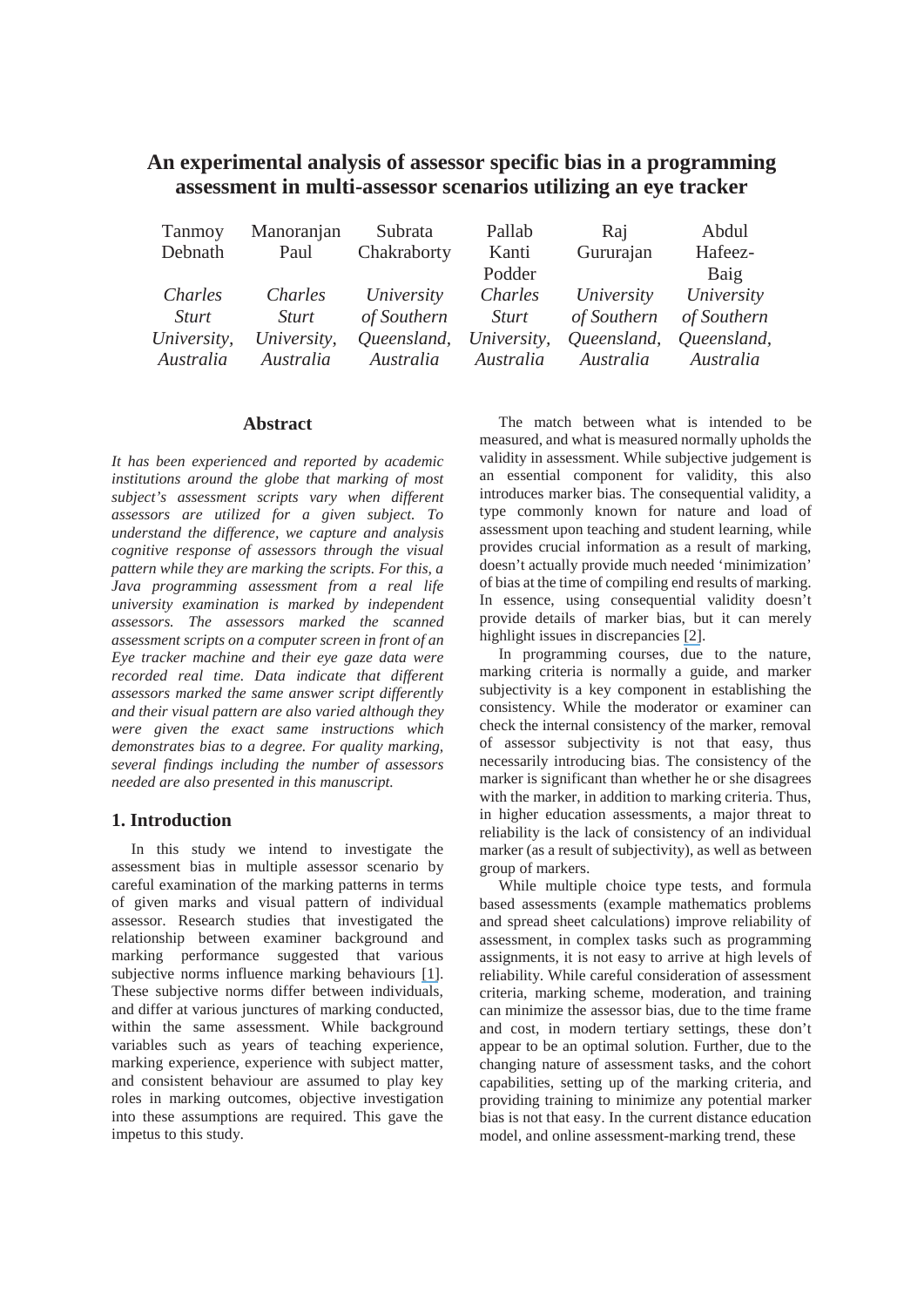# An experimental analysis of assessor specific bias in a programming assessment in multi-assessor scenarios utilizing an eye tracker

Tanmoy Debnath, *Charles Sturt University, Australia*

Manoranjan Paul, *Charles Sturt University, Australia*

Subrata Chakraborty, *University of Southern Queensland, Australia*

Pallab Kanti Podder, *Charles Sturt University, Australia*

Raj Gururajan, *University of Southern Queensland, Australia*

Abdul Hafeez-Baig, *University of Southern Queensland, Australia*

## Abstract

*It has been experienced and reported by academic institutions around the globe that marking of most subject's assessment scripts vary when different assessors are utilized for a given subject. To understand the difference, we capture and analysis cognitive response of assessors through the visual pattern while they are marking the scripts. For this, a Java programming assessment from a real life university examination is marked by independent assessors. The assessors marked the scanned assessment scripts on a computer screen in front of an Eye tracker machine and their eye gaze data were recorded real time. Data indicate that different assessors marked the same answer script differently and their visual pattern are also varied although they were given the exact same instructions which demonstrates bias to a degree. For quality marking, several findings including the number of assessors needed are also presented in this manuscript.*

## 1. Introduction

In this study we intend to investigate the assessment bias in multiple assessor scenario by careful examination of the marking patterns in terms of given marks and visual pattern of individual assessor. Research studies that investigated the relationship between examiner background and marking performance suggested that various subjective norms influence marking behaviours [1]. These subjective norms differ between individuals, and differ at various junctures of marking conducted, within the same assessment. While background variables such as years of teaching experience, marking experience, experience with subject matter, and consistent behaviour are assumed to play key roles in marking outcomes, objective investigation into these assumptions are required. This gave the impetus to this study.

The match between what is intended to be measured, and what is measured normally upholds the validity in assessment. While subjective judgement is an essential component for validity, this also introduces marker bias. The consequential validity, a type commonly known for nature and load of assessment upon teaching and student learning, while provides crucial information as a result of marking, doesn't actually provide much needed 'minimization' of bias at the time of compiling end results of marking. In essence, using consequential validity doesn't provide details of marker bias, but it can merely highlight issues in discrepancies [2].

In programming courses, due to the nature, marking criteria is normally a guide, and marker subjectivity is a key component in establishing the consistency. While the moderator or examiner can check the internal consistency of the marker, removal of assessor subjectivity is not that easy, thus necessarily introducing bias. The consistency of the marker is significant than whether he or she disagrees with the marker, in addition to marking criteria. Thus, in higher education assessments, a major threat to reliability is the lack of consistency of an individual marker (as a result of subjectivity), as well as between group of markers.

While multiple choice type tests, and formula based assessments (example mathematics problems and spread sheet calculations) improve reliability of assessment, in complex tasks such as programming assignments, it is not easy to arrive at high levels of reliability. While careful consideration of assessment criteria, marking scheme, moderation, and training can minimize the assessor bias, due to the time frame and cost, in modern tertiary settings, these don't appear to be an optimal solution. Further, due to the changing nature of assessment tasks, and the cohort capabilities, setting up of the marking criteria, and providing training to minimize any potential marker bias is not that easy. In the current distance education model, and online assessment-marking trend, these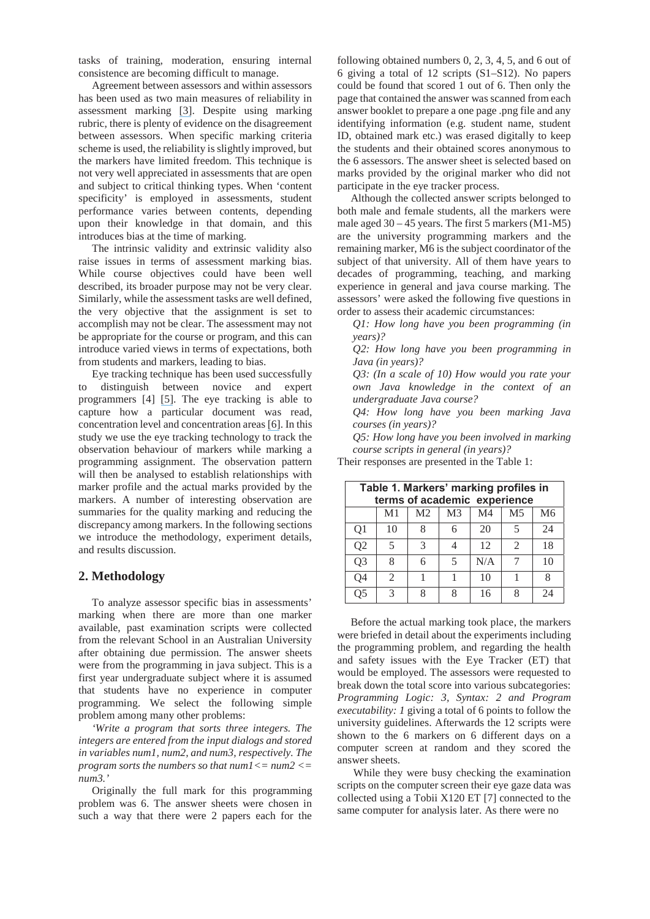tasks of training, moderation, ensuring internal consistence are becoming difficult to manage.

Agreement between assessors and within assessors has been used as two main measures of reliability in assessment marking [3]. Despite using marking rubric, there is plenty of evidence on the disagreement between assessors. When specific marking criteria scheme is used, the reliability is slightly improved, but the markers have limited freedom. This technique is not very well appreciated in assessments that are open and subject to critical thinking types. When 'content specificity' is employed in assessments, student performance varies between contents, depending upon their knowledge in that domain, and this introduces bias at the time of marking.

The intrinsic validity and extrinsic validity also raise issues in terms of assessment marking bias. While course objectives could have been well described, its broader purpose may not be very clear. Similarly, while the assessment tasks are well defined, the very objective that the assignment is set to accomplish may not be clear. The assessment may not be appropriate for the course or program, and this can introduce varied views in terms of expectations, both from students and markers, leading to bias.

Eye tracking technique has been used successfully to distinguish between novice and expert programmers [4] [5]. The eye tracking is able to capture how a particular document was read, concentration level and concentration areas [6]. In this study we use the eye tracking technology to track the observation behaviour of markers while marking a programming assignment. The observation pattern will then be analysed to establish relationships with marker profile and the actual marks provided by the markers. A number of interesting observation are summaries for the quality marking and reducing the discrepancy among markers. In the following sections we introduce the methodology, experiment details, and results discussion.

## 2. Methodology

To analyze assessor specific bias in assessments' marking when there are more than one marker available, past examination scripts were collected from the relevant School in an Australian University after obtaining due permission. The answer sheets were from the programming in java subject. This is a first year undergraduate subject where it is assumed that students have no experience in computer programming. We select the following simple problem among many other problems:

*'Write a program that sorts three integers. The integers are entered from the input dialogs and stored in variables num1, num2, and num3, respectively. The program sorts the numbers so that num1<= num2 <= num3.'*

Originally the full mark for this programming problem was 6. The answer sheets were chosen in such a way that there were 2 papers each for the following obtained numbers 0, 2, 3, 4, 5, and 6 out of 6 giving a total of 12 scripts (S1–S12). No papers could be found that scored 1 out of 6. Then only the page that contained the answer was scanned from each answer booklet to prepare a one page .png file and any identifying information (e.g. student name, student ID, obtained mark etc.) was erased digitally to keep the students and their obtained scores anonymous to the 6 assessors. The answer sheet is selected based on marks provided by the original marker who did not participate in the eye tracker process.

Although the collected answer scripts belonged to both male and female students, all the markers were male aged 30 – 45 years. The first 5 markers (M1-M5) are the university programming markers and the remaining marker, M6 is the subject coordinator of the subject of that university. All of them have years to decades of programming, teaching, and marking experience in general and java course marking. The assessors' were asked the following five questions in order to assess their academic circumstances:

*Q1: How long have you been programming (in years)?*

*Q2: How long have you been programming in Java (in years)?*

*Q3: (In a scale of 10) How would you rate your own Java knowledge in the context of an undergraduate Java course?*

*Q4: How long have you been marking Java courses (in years)?*

*Q5: How long have you been involved in marking course scripts in general (in years)?*

Their responses are presented in the Table 1:

**Table 1. Markers' marking profiles in terms of academic experience**

| | M1 | M2 | M3 | M4 | M5 | M6 |
|---|---|---|---|---|---|---|
| Q1 | 10 | 8 | 6 | 20 | 5 | 24 |
| Q2 | 5 | 3 | 4 | 12 | 2 | 18 |
| Q3 | 8 | 6 | 5 | N/A | 7 | 10 |
| Q4 | 2 | 1 | 1 | 10 | 1 | 8 |
| Q5 | 3 | 8 | 8 | 16 | 8 | 24 |

Before the actual marking took place, the markers were briefed in detail about the experiments including the programming problem, and regarding the health and safety issues with the Eye Tracker (ET) that would be employed. The assessors were requested to break down the total score into various subcategories: *Programming Logic: 3, Syntax: 2 and Program executability: 1* giving a total of 6 points to follow the university guidelines. Afterwards the 12 scripts were shown to the 6 markers on 6 different days on a computer screen at random and they scored the answer sheets.

While they were busy checking the examination scripts on the computer screen their eye gaze data was collected using a Tobii X120 ET [7] connected to the same computer for analysis later. As there were no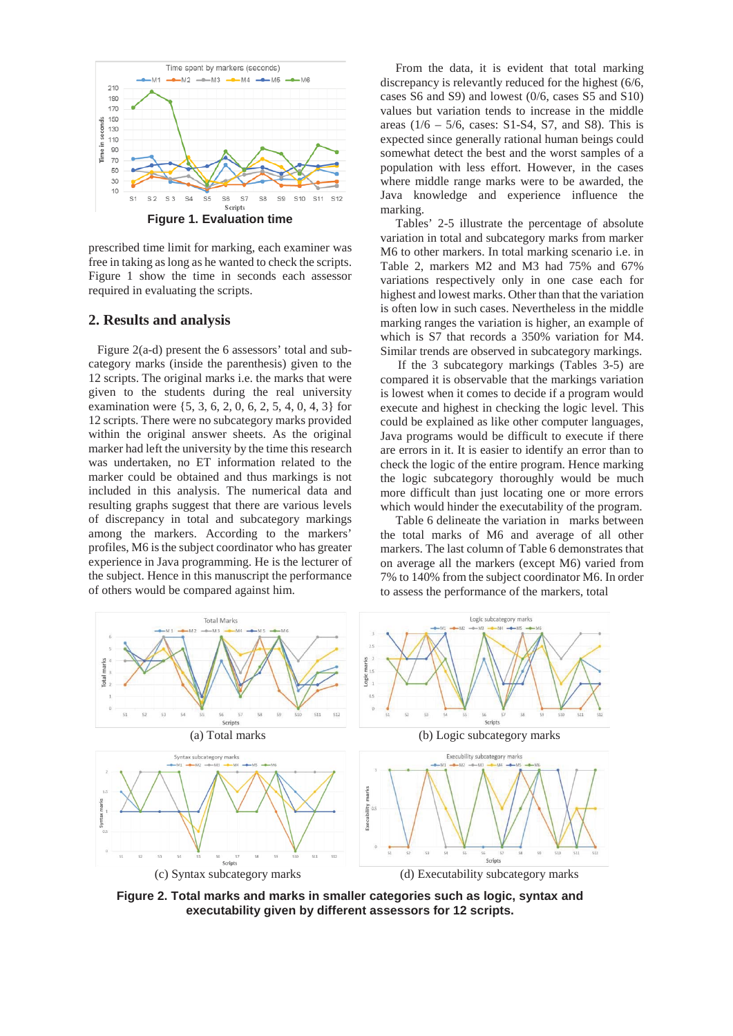Figure 1. Evaluation time

prescribed time limit for marking, each examiner was free in taking as long as he wanted to check the scripts. Figure 1 show the time in seconds each assessor required in evaluating the scripts.

## 2. Results and analysis

Figure 2(a-d) present the 6 assessors' total and sub-category marks (inside the parenthesis) given to the 12 scripts. The original marks i.e. the marks that were given to the students during the real university examination were {5, 3, 6, 2, 0, 6, 2, 5, 4, 0, 4, 3} for 12 scripts. There were no subcategory marks provided within the original answer sheets. As the original marker had left the university by the time this research was undertaken, no ET information related to the marker could be obtained and thus markings is not included in this analysis. The numerical data and resulting graphs suggest that there are various levels of discrepancy in total and subcategory markings among the markers. According to the markers' profiles, M6 is the subject coordinator who has greater experience in Java programming. He is the lecturer of the subject. Hence in this manuscript the performance of others would be compared against him.

From the data, it is evident that total marking discrepancy is relevantly reduced for the highest (6/6, cases S6 and S9) and lowest (0/6, cases S5 and S10) values but variation tends to increase in the middle areas (1/6 – 5/6, cases: S1-S4, S7, and S8). This is expected since generally rational human beings could somewhat detect the best and the worst samples of a population with less effort. However, in the cases where middle range marks were to be awarded, the Java knowledge and experience influence the marking.

Tables' 2-5 illustrate the percentage of absolute variation in total and subcategory marks from marker M6 to other markers. In total marking scenario i.e. in Table 2, markers M2 and M3 had 75% and 67% variations respectively only in one case each for highest and lowest marks. Other than that the variation is often low in such cases. Nevertheless in the middle marking ranges the variation is higher, an example of which is S7 that records a 350% variation for M4. Similar trends are observed in subcategory markings.

If the 3 subcategory markings (Tables 3-5) are compared it is observable that the markings variation is lowest when it comes to decide if a program would execute and highest in checking the logic level. This could be explained as like other computer languages, Java programs would be difficult to execute if there are errors in it. It is easier to identify an error than to check the logic of the entire program. Hence marking the logic subcategory thoroughly would be much more difficult than just locating one or more errors which would hinder the executability of the program.

Table 6 delineate the variation in marks between the total marks of M6 and average of all other markers. The last column of Table 6 demonstrates that on average all the markers (except M6) varied from 7% to 140% from the subject coordinator M6. In order to assess the performance of the markers, total

(a) Total marks

(b) Logic subcategory marks

(c) Syntax subcategory marks

(d) Executability subcategory marks

**Figure 2. Total marks and marks in smaller categories such as logic, syntax and executability given by different assessors for 12 scripts.**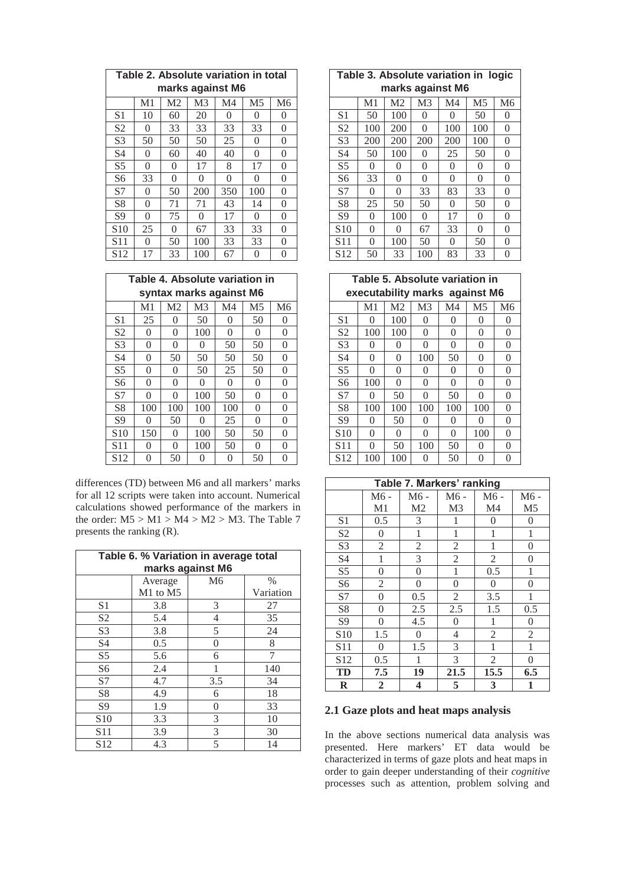**Table 2. Absolute variation in total marks against M6**

| | M1 | M2 | M3 | M4 | M5 | M6 |
|---|---|---|---|---|---|---|
| S1 | 10 | 60 | 20 | 0 | 0 | 0 |
| S2 | 0 | 33 | 33 | 33 | 33 | 0 |
| S3 | 50 | 50 | 50 | 25 | 0 | 0 |
| S4 | 0 | 60 | 40 | 40 | 0 | 0 |
| S5 | 0 | 0 | 17 | 8 | 17 | 0 |
| S6 | 33 | 0 | 0 | 0 | 0 | 0 |
| S7 | 0 | 50 | 200 | 350 | 100 | 0 |
| S8 | 0 | 71 | 71 | 43 | 14 | 0 |
| S9 | 0 | 75 | 0 | 17 | 0 | 0 |
| S10 | 25 | 0 | 67 | 33 | 33 | 0 |
| S11 | 0 | 50 | 100 | 33 | 33 | 0 |
| S12 | 17 | 33 | 100 | 67 | 0 | 0 |

**Table 3. Absolute variation in logic marks against M6**

| | M1 | M2 | M3 | M4 | M5 | M6 |
|---|---|---|---|---|---|---|
| S1 | 50 | 100 | 0 | 0 | 50 | 0 |
| S2 | 100 | 200 | 0 | 100 | 100 | 0 |
| S3 | 200 | 200 | 200 | 200 | 100 | 0 |
| S4 | 50 | 100 | 0 | 25 | 50 | 0 |
| S5 | 0 | 0 | 0 | 0 | 0 | 0 |
| S6 | 33 | 0 | 0 | 0 | 0 | 0 |
| S7 | 0 | 0 | 33 | 83 | 33 | 0 |
| S8 | 25 | 50 | 50 | 0 | 50 | 0 |
| S9 | 0 | 100 | 0 | 17 | 0 | 0 |
| S10 | 0 | 0 | 67 | 33 | 0 | 0 |
| S11 | 0 | 100 | 50 | 0 | 50 | 0 |
| S12 | 50 | 33 | 100 | 83 | 33 | 0 |

**Table 4. Absolute variation in syntax marks against M6**

| | M1 | M2 | M3 | M4 | M5 | M6 |
|---|---|---|---|---|---|---|
| S1 | 25 | 0 | 50 | 0 | 50 | 0 |
| S2 | 0 | 0 | 100 | 0 | 0 | 0 |
| S3 | 0 | 0 | 0 | 50 | 50 | 0 |
| S4 | 0 | 50 | 50 | 50 | 50 | 0 |
| S5 | 0 | 0 | 50 | 25 | 50 | 0 |
| S6 | 0 | 0 | 0 | 0 | 0 | 0 |
| S7 | 0 | 0 | 100 | 50 | 0 | 0 |
| S8 | 100 | 100 | 100 | 100 | 0 | 0 |
| S9 | 0 | 50 | 0 | 25 | 0 | 0 |
| S10 | 150 | 0 | 100 | 50 | 50 | 0 |
| S11 | 0 | 0 | 100 | 50 | 0 | 0 |
| S12 | 0 | 50 | 0 | 0 | 50 | 0 |

**Table 5. Absolute variation in executability marks against M6**

| | M1 | M2 | M3 | M4 | M5 | M6 |
|---|---|---|---|---|---|---|
| S1 | 0 | 100 | 0 | 0 | 0 | 0 |
| S2 | 100 | 100 | 0 | 0 | 0 | 0 |
| S3 | 0 | 0 | 0 | 0 | 0 | 0 |
| S4 | 0 | 0 | 100 | 50 | 0 | 0 |
| S5 | 0 | 0 | 0 | 0 | 0 | 0 |
| S6 | 100 | 0 | 0 | 0 | 0 | 0 |
| S7 | 0 | 50 | 0 | 50 | 0 | 0 |
| S8 | 100 | 100 | 100 | 100 | 100 | 0 |
| S9 | 0 | 50 | 0 | 0 | 0 | 0 |
| S10 | 0 | 0 | 0 | 0 | 100 | 0 |
| S11 | 0 | 50 | 100 | 50 | 0 | 0 |
| S12 | 100 | 100 | 0 | 50 | 0 | 0 |

differences (TD) between M6 and all markers' marks for all 12 scripts were taken into account. Numerical calculations showed performance of the markers in the order: M5 > M1 > M4 > M2 > M3. The Table 7 presents the ranking (R).

**Table 6. % Variation in average total marks against M6**

| | Average M1 to M5 | M6 | % Variation |
|---|---|---|---|
| S1 | 3.8 | 3 | 27 |
| S2 | 5.4 | 4 | 35 |
| S3 | 3.8 | 5 | 24 |
| S4 | 0.5 | 0 | 8 |
| S5 | 5.6 | 6 | 7 |
| S6 | 2.4 | 1 | 140 |
| S7 | 4.7 | 3.5 | 34 |
| S8 | 4.9 | 6 | 18 |
| S9 | 1.9 | 0 | 33 |
| S10 | 3.3 | 3 | 10 |
| S11 | 3.9 | 3 | 30 |
| S12 | 4.3 | 5 | 14 |

**Table 7. Markers' ranking**

| | M6 - M1 | M6 - M2 | M6 - M3 | M6 - M4 | M6 - M5 |
|---|---|---|---|---|---|
| S1 | 0.5 | 3 | 1 | 0 | 0 |
| S2 | 0 | 1 | 1 | 1 | 1 |
| S3 | 2 | 2 | 2 | 1 | 0 |
| S4 | 1 | 3 | 2 | 2 | 0 |
| S5 | 0 | 0 | 1 | 0.5 | 1 |
| S6 | 2 | 0 | 0 | 0 | 0 |
| S7 | 0 | 0.5 | 2 | 3.5 | 1 |
| S8 | 0 | 2.5 | 2.5 | 1.5 | 0.5 |
| S9 | 0 | 4.5 | 0 | 1 | 0 |
| S10 | 1.5 | 0 | 4 | 2 | 2 |
| S11 | 0 | 1.5 | 3 | 1 | 1 |
| S12 | 0.5 | 1 | 3 | 2 | 0 |
| **TD** | **7.5** | **19** | **21.5** | **15.5** | **6.5** |
| **R** | **2** | **4** | **5** | **3** | **1** |

## 2.1 Gaze plots and heat maps analysis

In the above sections numerical data analysis was presented. Here markers' ET data would be characterized in terms of gaze plots and heat maps in order to gain deeper understanding of their *cognitive* processes such as attention, problem solving and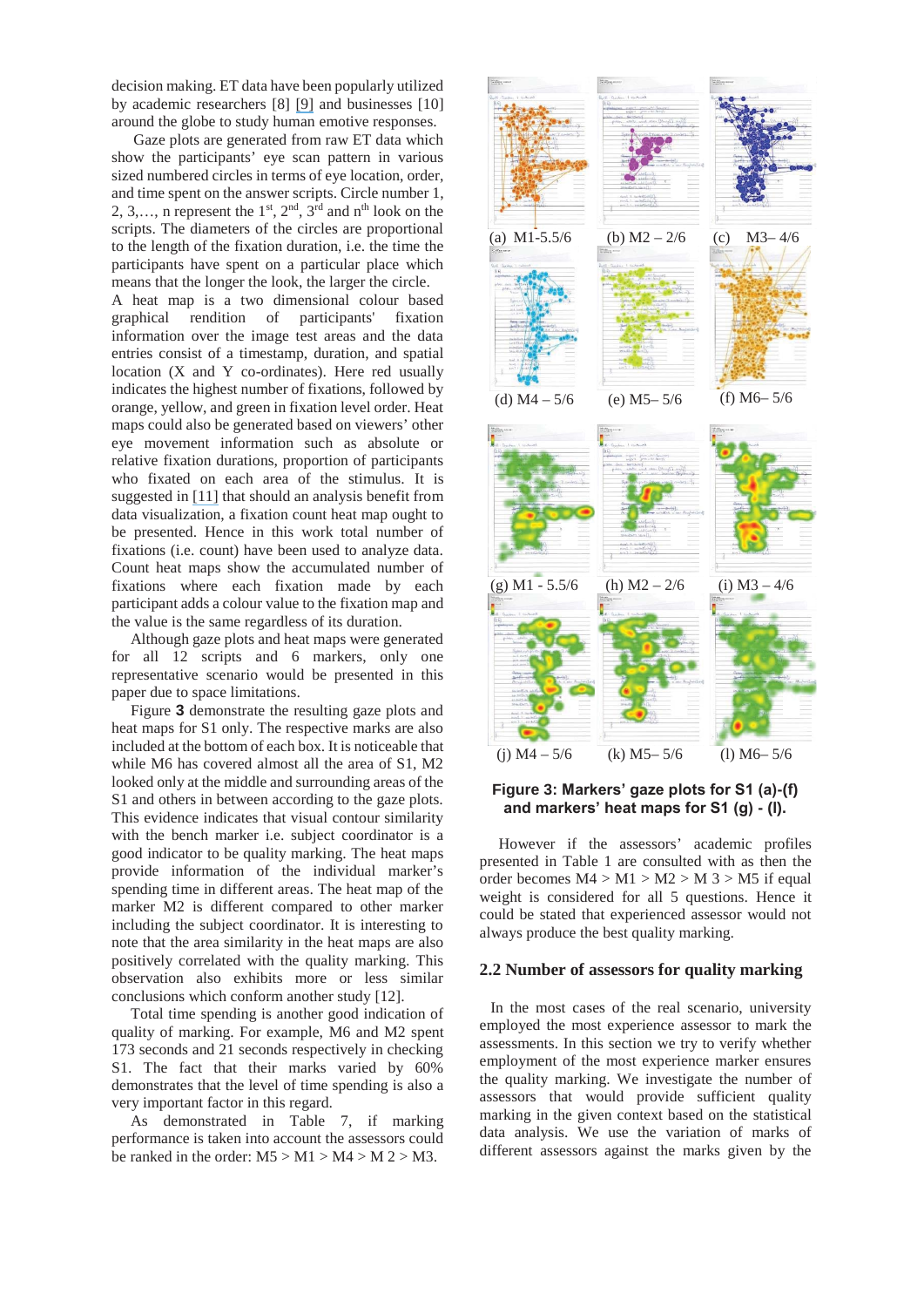decision making. ET data have been popularly utilized by academic researchers [8] [9] and businesses [10] around the globe to study human emotive responses.

Gaze plots are generated from raw ET data which show the participants' eye scan pattern in various sized numbered circles in terms of eye location, order, and time spent on the answer scripts. Circle number 1, 2, 3,…, n represent the 1st, 2nd, 3rd and nth look on the scripts. The diameters of the circles are proportional to the length of the fixation duration, i.e. the time the participants have spent on a particular place which means that the longer the look, the larger the circle.

A heat map is a two dimensional colour based graphical rendition of participants' fixation information over the image test areas and the data entries consist of a timestamp, duration, and spatial location (X and Y co-ordinates). Here red usually indicates the highest number of fixations, followed by orange, yellow, and green in fixation level order. Heat maps could also be generated based on viewers' other eye movement information such as absolute or relative fixation durations, proportion of participants who fixated on each area of the stimulus. It is suggested in [11] that should an analysis benefit from data visualization, a fixation count heat map ought to be presented. Hence in this work total number of fixations (i.e. count) have been used to analyze data. Count heat maps show the accumulated number of fixations where each fixation made by each participant adds a colour value to the fixation map and the value is the same regardless of its duration.

Although gaze plots and heat maps were generated for all 12 scripts and 6 markers, only one representative scenario would be presented in this paper due to space limitations.

Figure **3** demonstrate the resulting gaze plots and heat maps for S1 only. The respective marks are also included at the bottom of each box. It is noticeable that while M6 has covered almost all the area of S1, M2 looked only at the middle and surrounding areas of the S1 and others in between according to the gaze plots. This evidence indicates that visual contour similarity with the bench marker i.e. subject coordinator is a good indicator to be quality marking. The heat maps provide information of the individual marker's spending time in different areas. The heat map of the marker M2 is different compared to other marker including the subject coordinator. It is interesting to note that the area similarity in the heat maps are also positively correlated with the quality marking. This observation also exhibits more or less similar conclusions which conform another study [12].

Total time spending is another good indication of quality of marking. For example, M6 and M2 spent 173 seconds and 21 seconds respectively in checking S1. The fact that their marks varied by 60% demonstrates that the level of time spending is also a very important factor in this regard.

As demonstrated in Table 7, if marking performance is taken into account the assessors could be ranked in the order: M5 > M1 > M4 > M 2 > M3.

(a) M1-5.5/6 (b) M2 – 2/6 (c) M3– 4/6

(d) M4 – 5/6 (e) M5– 5/6 (f) M6– 5/6

(g) M1 - 5.5/6 (h) M2 – 2/6 (i) M3 – 4/6

(j) M4 – 5/6 (k) M5– 5/6 (l) M6– 5/6

**Figure 3: Markers' gaze plots for S1 (a)-(f) and markers' heat maps for S1 (g) - (l).**

However if the assessors' academic profiles presented in Table 1 are consulted with as then the order becomes M4 > M1 > M2 > M 3 > M5 if equal weight is considered for all 5 questions. Hence it could be stated that experienced assessor would not always produce the best quality marking.

## 2.2 Number of assessors for quality marking

In the most cases of the real scenario, university employed the most experience assessor to mark the assessments. In this section we try to verify whether employment of the most experience marker ensures the quality marking. We investigate the number of assessors that would provide sufficient quality marking in the given context based on the statistical data analysis. We use the variation of marks of different assessors against the marks given by the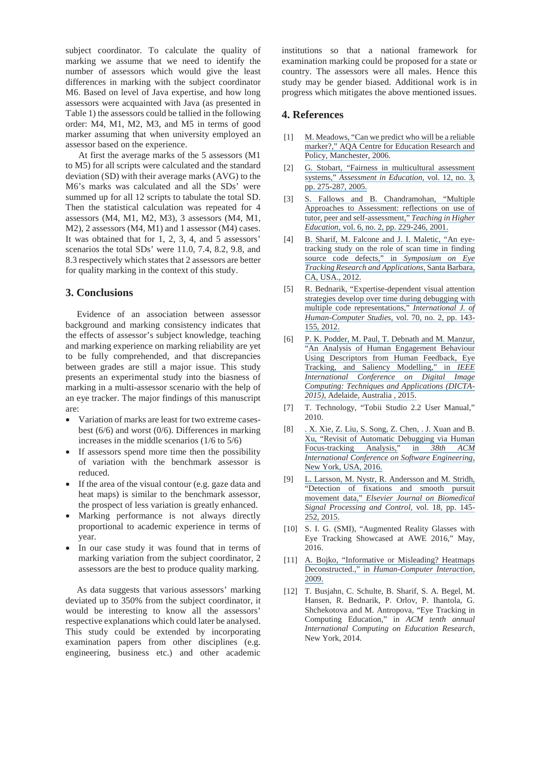subject coordinator. To calculate the quality of marking we assume that we need to identify the number of assessors which would give the least differences in marking with the subject coordinator M6. Based on level of Java expertise, and how long assessors were acquainted with Java (as presented in Table 1) the assessors could be tallied in the following order: M4, M1, M2, M3, and M5 in terms of good marker assuming that when university employed an assessor based on the experience.

At first the average marks of the 5 assessors (M1 to M5) for all scripts were calculated and the standard deviation (SD) with their average marks (AVG) to the M6's marks was calculated and all the SDs' were summed up for all 12 scripts to tabulate the total SD. Then the statistical calculation was repeated for 4 assessors (M4, M1, M2, M3), 3 assessors (M4, M1, M2), 2 assessors (M4, M1) and 1 assessor (M4) cases. It was obtained that for 1, 2, 3, 4, and 5 assessors' scenarios the total SDs' were 11.0, 7.4, 8.2, 9.8, and 8.3 respectively which states that 2 assessors are better for quality marking in the context of this study.

## 3. Conclusions

Evidence of an association between assessor background and marking consistency indicates that the effects of assessor's subject knowledge, teaching and marking experience on marking reliability are yet to be fully comprehended, and that discrepancies between grades are still a major issue. This study presents an experimental study into the biasness of marking in a multi-assessor scenario with the help of an eye tracker. The major findings of this manuscript are:

- Variation of marks are least for two extreme cases-best (6/6) and worst (0/6). Differences in marking increases in the middle scenarios (1/6 to 5/6)
- If assessors spend more time then the possibility of variation with the benchmark assessor is reduced.
- If the area of the visual contour (e.g. gaze data and heat maps) is similar to the benchmark assessor, the prospect of less variation is greatly enhanced.
- Marking performance is not always directly proportional to academic experience in terms of year.
- In our case study it was found that in terms of marking variation from the subject coordinator, 2 assessors are the best to produce quality marking.

As data suggests that various assessors' marking deviated up to 350% from the subject coordinator, it would be interesting to know all the assessors' respective explanations which could later be analysed. This study could be extended by incorporating examination papers from other disciplines (e.g. engineering, business etc.) and other academic institutions so that a national framework for examination marking could be proposed for a state or country. The assessors were all males. Hence this study may be gender biased. Additional work is in progress which mitigates the above mentioned issues.

## 4. References

[1] M. Meadows, "Can we predict who will be a reliable marker?," AQA Centre for Education Research and Policy, Manchester, 2006.

[2] G. Stobart, "Fairness in multicultural assessment systems," *Assessment in Education*, vol. 12, no. 3, pp. 275-287, 2005.

[3] S. Fallows and B. Chandramohan, "Multiple Approaches to Assessment: reflections on use of tutor, peer and self-assessment," *Teaching in Higher Education*, vol. 6, no. 2, pp. 229-246, 2001.

[4] B. Sharif, M. Falcone and J. I. Maletic, "An eye-tracking study on the role of scan time in finding source code defects," in *Symposium on Eye Tracking Research and Applications*, Santa Barbara, CA, USA., 2012.

[5] R. Bednarik, "Expertise-dependent visual attention strategies develop over time during debugging with multiple code representations," *International J. of Human-Computer Studies*, vol. 70, no. 2, pp. 143-155, 2012.

[6] P. K. Podder, M. Paul, T. Debnath and M. Manzur, "An Analysis of Human Engagement Behaviour Using Descriptors from Human Feedback, Eye Tracking, and Saliency Modelling," in *IEEE International Conference on Digital Image Computing: Techniques and Applications (DICTA-2015)*, Adelaide, Australia , 2015.

[7] T. Technology, "Tobii Studio 2.2 User Manual," 2010.

[8] . X. Xie, Z. Liu, S. Song, Z. Chen, . J. Xuan and B. Xu, "Revisit of Automatic Debugging via Human Focus-tracking Analysis," in *38th ACM International Conference on Software Engineering*, New York, USA, 2016.

[9] L. Larsson, M. Nystr, R. Andersson and M. Stridh, "Detection of fixations and smooth pursuit movement data," *Elsevier Journal on Biomedical Signal Processing and Control*, vol. 18, pp. 145-252, 2015.

[10] S. I. G. (SMI), "Augmented Reality Glasses with Eye Tracking Showcased at AWE 2016," May, 2016.

[11] A. Bojko, "Informative or Misleading? Heatmaps Deconstructed.," in *Human-Computer Interaction*, 2009.

[12] T. Busjahn, C. Schulte, B. Sharif, S. A. Begel, M. Hansen, R. Bednarik, P. Orlov, P. Ihantola, G. Shchekotova and M. Antropova, "Eye Tracking in Computing Education," in *ACM tenth annual International Computing on Education Research*, New York, 2014.